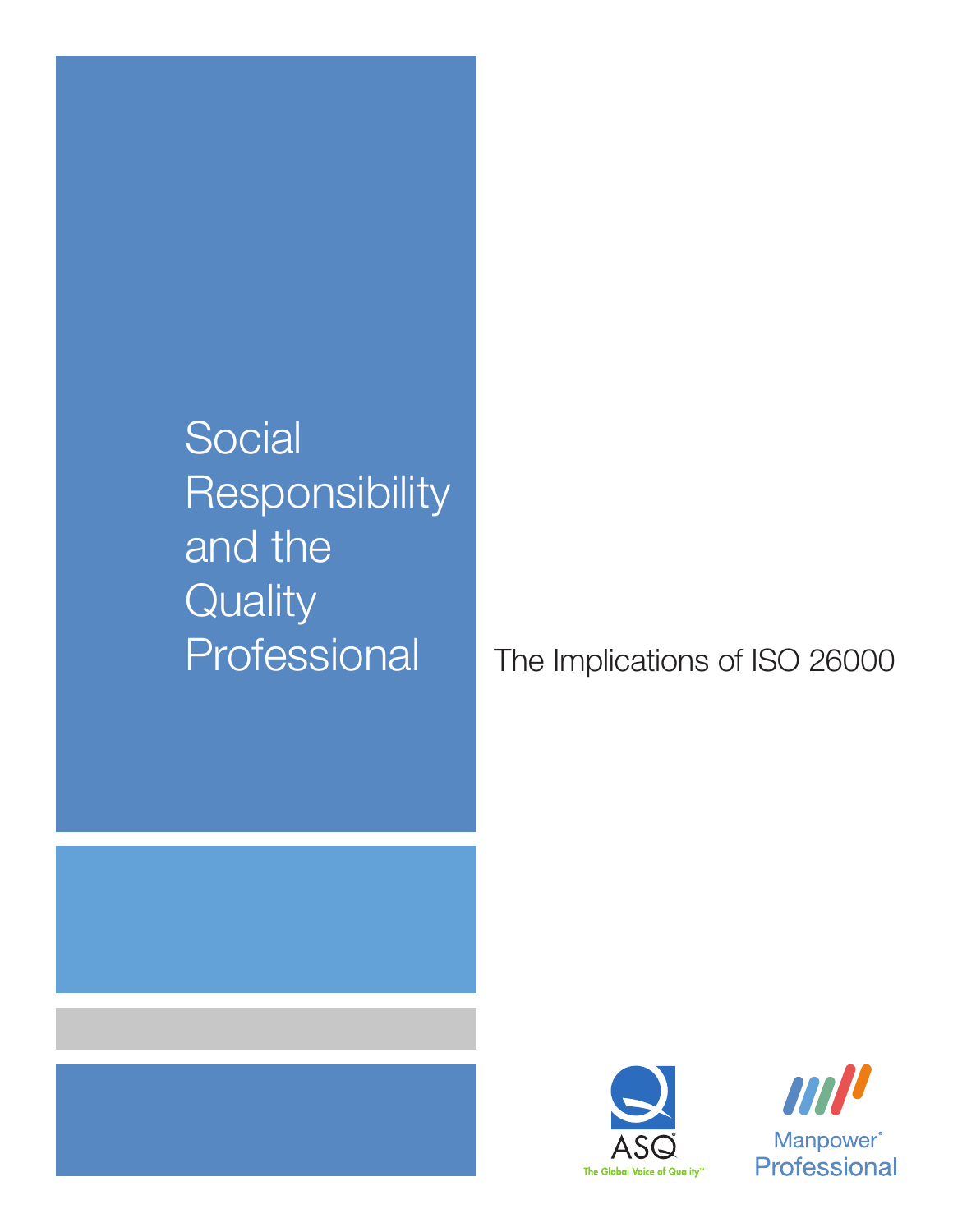# Social Responsibility and the Quality Professional

## The Implications of ISO 26000

ASQ

The Global Voice of Quality™

Manpower®

Professional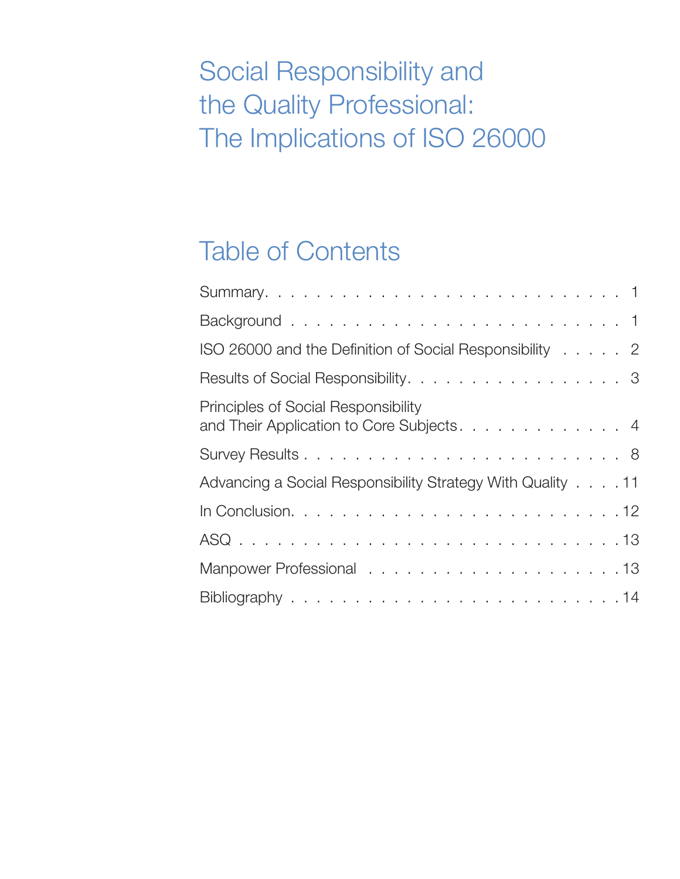# Social Responsibility and the Quality Professional: The Implications of ISO 26000

## Table of Contents

| | |
|---|---|
| Summary | 1 |
| Background | 1 |
| ISO 26000 and the Definition of Social Responsibility | 2 |
| Results of Social Responsibility | 3 |
| Principles of Social Responsibility and Their Application to Core Subjects | 4 |
| Survey Results | 8 |
| Advancing a Social Responsibility Strategy With Quality | 11 |
| In Conclusion | 12 |
| ASQ | 13 |
| Manpower Professional | 13 |
| Bibliography | 14 |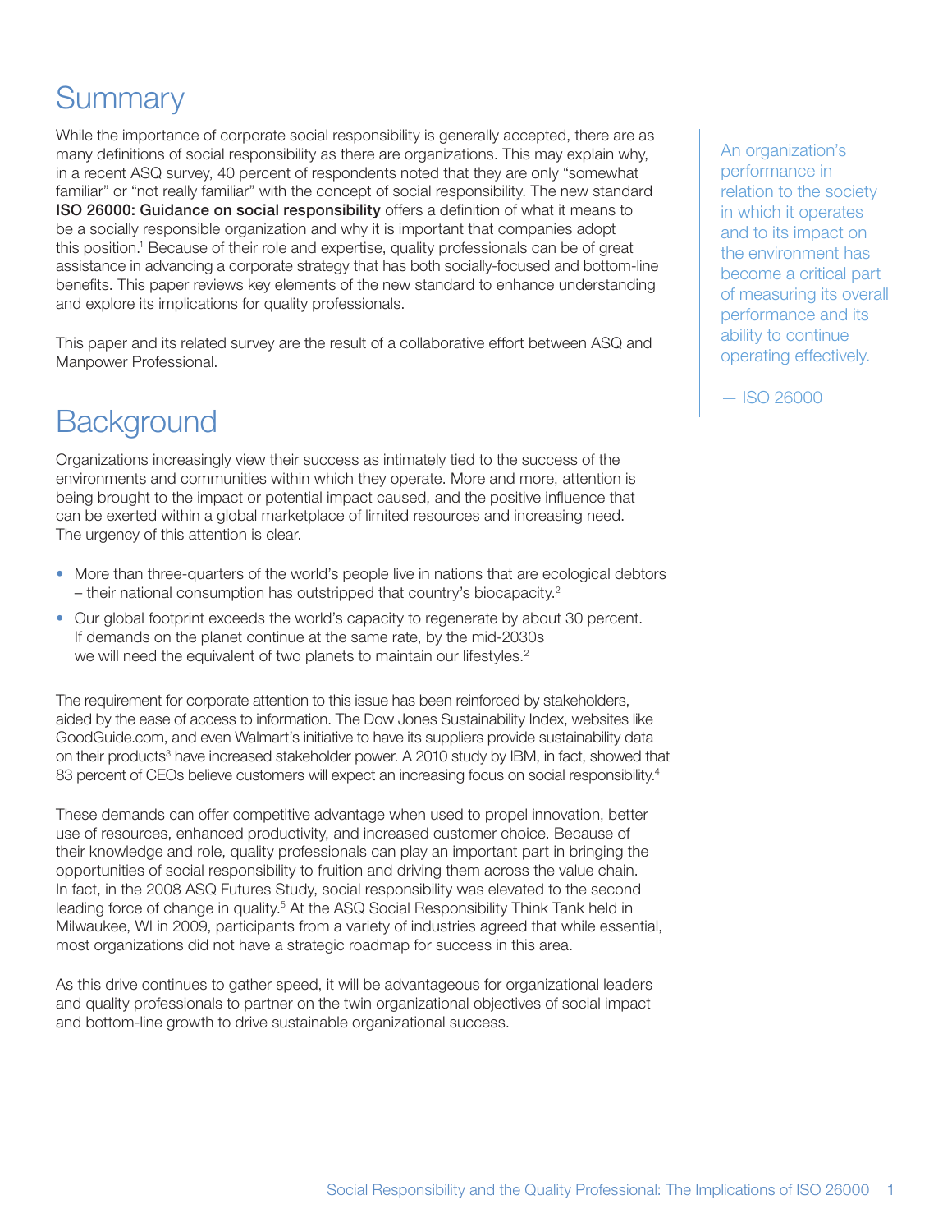## Summary

While the importance of corporate social responsibility is generally accepted, there are as many definitions of social responsibility as there are organizations. This may explain why, in a recent ASQ survey, 40 percent of respondents noted that they are only "somewhat familiar" or "not really familiar" with the concept of social responsibility. The new standard **ISO 26000: Guidance on social responsibility** offers a definition of what it means to be a socially responsible organization and why it is important that companies adopt this position.[1] Because of their role and expertise, quality professionals can be of great assistance in advancing a corporate strategy that has both socially-focused and bottom-line benefits. This paper reviews key elements of the new standard to enhance understanding and explore its implications for quality professionals.

This paper and its related survey are the result of a collaborative effort between ASQ and Manpower Professional.

> An organization's performance in relation to the society in which it operates and to its impact on the environment has become a critical part of measuring its overall performance and its ability to continue operating effectively.
>
> — ISO 26000

## Background

Organizations increasingly view their success as intimately tied to the success of the environments and communities within which they operate. More and more, attention is being brought to the impact or potential impact caused, and the positive influence that can be exerted within a global marketplace of limited resources and increasing need. The urgency of this attention is clear.

- More than three-quarters of the world's people live in nations that are ecological debtors – their national consumption has outstripped that country's biocapacity.[2]
- Our global footprint exceeds the world's capacity to regenerate by about 30 percent. If demands on the planet continue at the same rate, by the mid-2030s we will need the equivalent of two planets to maintain our lifestyles.[2]

The requirement for corporate attention to this issue has been reinforced by stakeholders, aided by the ease of access to information. The Dow Jones Sustainability Index, websites like GoodGuide.com, and even Walmart's initiative to have its suppliers provide sustainability data on their products[3] have increased stakeholder power. A 2010 study by IBM, in fact, showed that 83 percent of CEOs believe customers will expect an increasing focus on social responsibility.[4]

These demands can offer competitive advantage when used to propel innovation, better use of resources, enhanced productivity, and increased customer choice. Because of their knowledge and role, quality professionals can play an important part in bringing the opportunities of social responsibility to fruition and driving them across the value chain. In fact, in the 2008 ASQ Futures Study, social responsibility was elevated to the second leading force of change in quality.[5] At the ASQ Social Responsibility Think Tank held in Milwaukee, WI in 2009, participants from a variety of industries agreed that while essential, most organizations did not have a strategic roadmap for success in this area.

As this drive continues to gather speed, it will be advantageous for organizational leaders and quality professionals to partner on the twin organizational objectives of social impact and bottom-line growth to drive sustainable organizational success.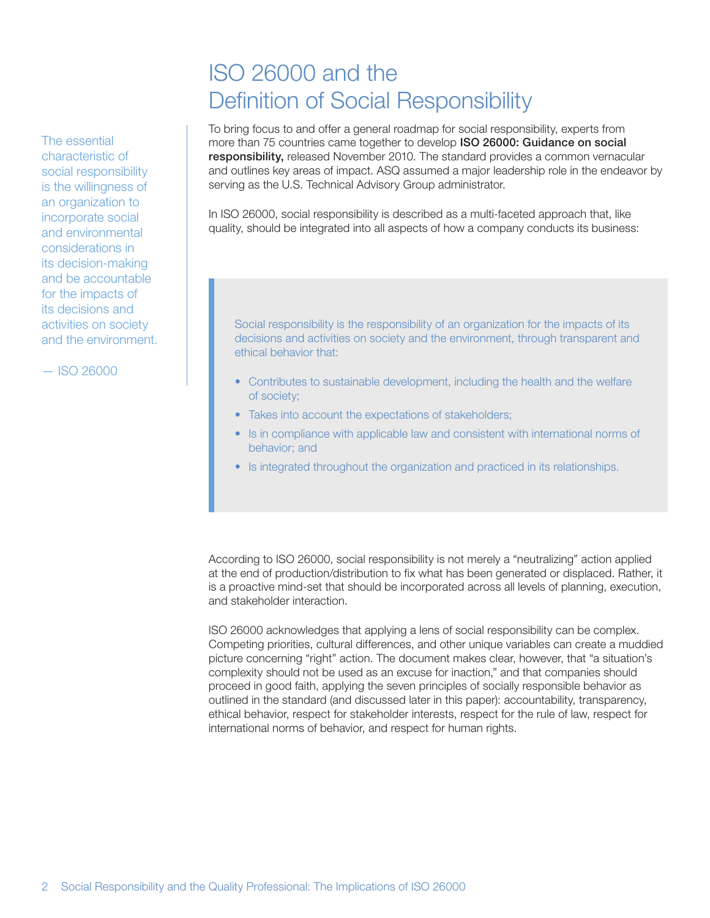# ISO 26000 and the Definition of Social Responsibility

> The essential characteristic of social responsibility is the willingness of an organization to incorporate social and environmental considerations in its decision-making and be accountable for the impacts of its decisions and activities on society and the environment.
>
> — ISO 26000

To bring focus to and offer a general roadmap for social responsibility, experts from more than 75 countries came together to develop **ISO 26000: Guidance on social responsibility,** released November 2010. The standard provides a common vernacular and outlines key areas of impact. ASQ assumed a major leadership role in the endeavor by serving as the U.S. Technical Advisory Group administrator.

In ISO 26000, social responsibility is described as a multi-faceted approach that, like quality, should be integrated into all aspects of how a company conducts its business:

> Social responsibility is the responsibility of an organization for the impacts of its decisions and activities on society and the environment, through transparent and ethical behavior that:
>
> - Contributes to sustainable development, including the health and the welfare of society;
> - Takes into account the expectations of stakeholders;
> - Is in compliance with applicable law and consistent with international norms of behavior; and
> - Is integrated throughout the organization and practiced in its relationships.

According to ISO 26000, social responsibility is not merely a "neutralizing" action applied at the end of production/distribution to fix what has been generated or displaced. Rather, it is a proactive mind-set that should be incorporated across all levels of planning, execution, and stakeholder interaction.

ISO 26000 acknowledges that applying a lens of social responsibility can be complex. Competing priorities, cultural differences, and other unique variables can create a muddied picture concerning "right" action. The document makes clear, however, that "a situation's complexity should not be used as an excuse for inaction," and that companies should proceed in good faith, applying the seven principles of socially responsible behavior as outlined in the standard (and discussed later in this paper): accountability, transparency, ethical behavior, respect for stakeholder interests, respect for the rule of law, respect for international norms of behavior, and respect for human rights.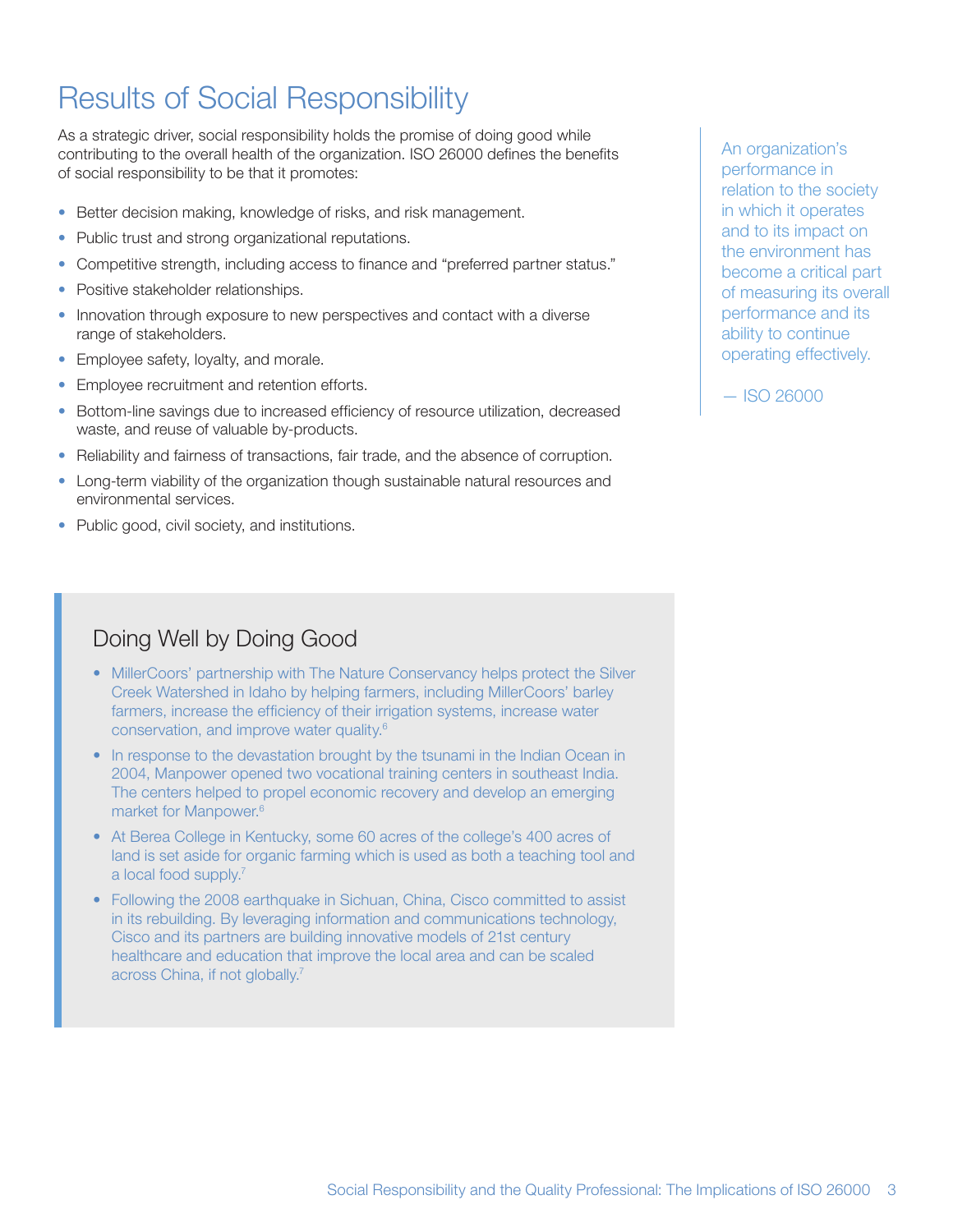# Results of Social Responsibility

As a strategic driver, social responsibility holds the promise of doing good while contributing to the overall health of the organization. ISO 26000 defines the benefits of social responsibility to be that it promotes:

- Better decision making, knowledge of risks, and risk management.
- Public trust and strong organizational reputations.
- Competitive strength, including access to finance and "preferred partner status."
- Positive stakeholder relationships.
- Innovation through exposure to new perspectives and contact with a diverse range of stakeholders.
- Employee safety, loyalty, and morale.
- Employee recruitment and retention efforts.
- Bottom-line savings due to increased efficiency of resource utilization, decreased waste, and reuse of valuable by-products.
- Reliability and fairness of transactions, fair trade, and the absence of corruption.
- Long-term viability of the organization though sustainable natural resources and environmental services.
- Public good, civil society, and institutions.

> An organization's performance in relation to the society in which it operates and to its impact on the environment has become a critical part of measuring its overall performance and its ability to continue operating effectively.
>
> — ISO 26000

## Doing Well by Doing Good

- MillerCoors' partnership with The Nature Conservancy helps protect the Silver Creek Watershed in Idaho by helping farmers, including MillerCoors' barley farmers, increase the efficiency of their irrigation systems, increase water conservation, and improve water quality.[6]
- In response to the devastation brought by the tsunami in the Indian Ocean in 2004, Manpower opened two vocational training centers in southeast India. The centers helped to propel economic recovery and develop an emerging market for Manpower.[6]
- At Berea College in Kentucky, some 60 acres of the college's 400 acres of land is set aside for organic farming which is used as both a teaching tool and a local food supply.[7]
- Following the 2008 earthquake in Sichuan, China, Cisco committed to assist in its rebuilding. By leveraging information and communications technology, Cisco and its partners are building innovative models of 21st century healthcare and education that improve the local area and can be scaled across China, if not globally.[7]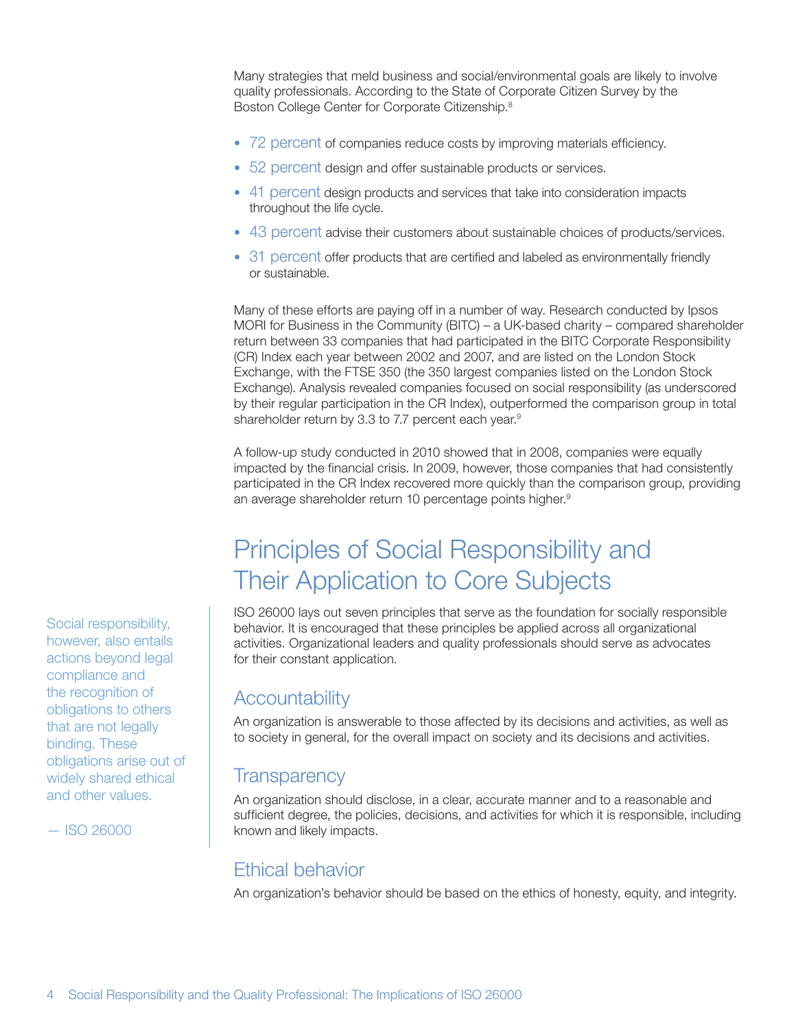Many strategies that meld business and social/environmental goals are likely to involve quality professionals. According to the State of Corporate Citizen Survey by the Boston College Center for Corporate Citizenship.[8]

- 72 percent of companies reduce costs by improving materials efficiency.
- 52 percent design and offer sustainable products or services.
- 41 percent design products and services that take into consideration impacts throughout the life cycle.
- 43 percent advise their customers about sustainable choices of products/services.
- 31 percent offer products that are certified and labeled as environmentally friendly or sustainable.

Many of these efforts are paying off in a number of way. Research conducted by Ipsos MORI for Business in the Community (BITC) – a UK-based charity – compared shareholder return between 33 companies that had participated in the BITC Corporate Responsibility (CR) Index each year between 2002 and 2007, and are listed on the London Stock Exchange, with the FTSE 350 (the 350 largest companies listed on the London Stock Exchange). Analysis revealed companies focused on social responsibility (as underscored by their regular participation in the CR Index), outperformed the comparison group in total shareholder return by 3.3 to 7.7 percent each year.[9]

A follow-up study conducted in 2010 showed that in 2008, companies were equally impacted by the financial crisis. In 2009, however, those companies that had consistently participated in the CR Index recovered more quickly than the comparison group, providing an average shareholder return 10 percentage points higher.[9]

## Principles of Social Responsibility and Their Application to Core Subjects

> Social responsibility, however, also entails actions beyond legal compliance and the recognition of obligations to others that are not legally binding. These obligations arise out of widely shared ethical and other values.
>
> — ISO 26000

ISO 26000 lays out seven principles that serve as the foundation for socially responsible behavior. It is encouraged that these principles be applied across all organizational activities. Organizational leaders and quality professionals should serve as advocates for their constant application.

### Accountability

An organization is answerable to those affected by its decisions and activities, as well as to society in general, for the overall impact on society and its decisions and activities.

### Transparency

An organization should disclose, in a clear, accurate manner and to a reasonable and sufficient degree, the policies, decisions, and activities for which it is responsible, including known and likely impacts.

### Ethical behavior

An organization's behavior should be based on the ethics of honesty, equity, and integrity.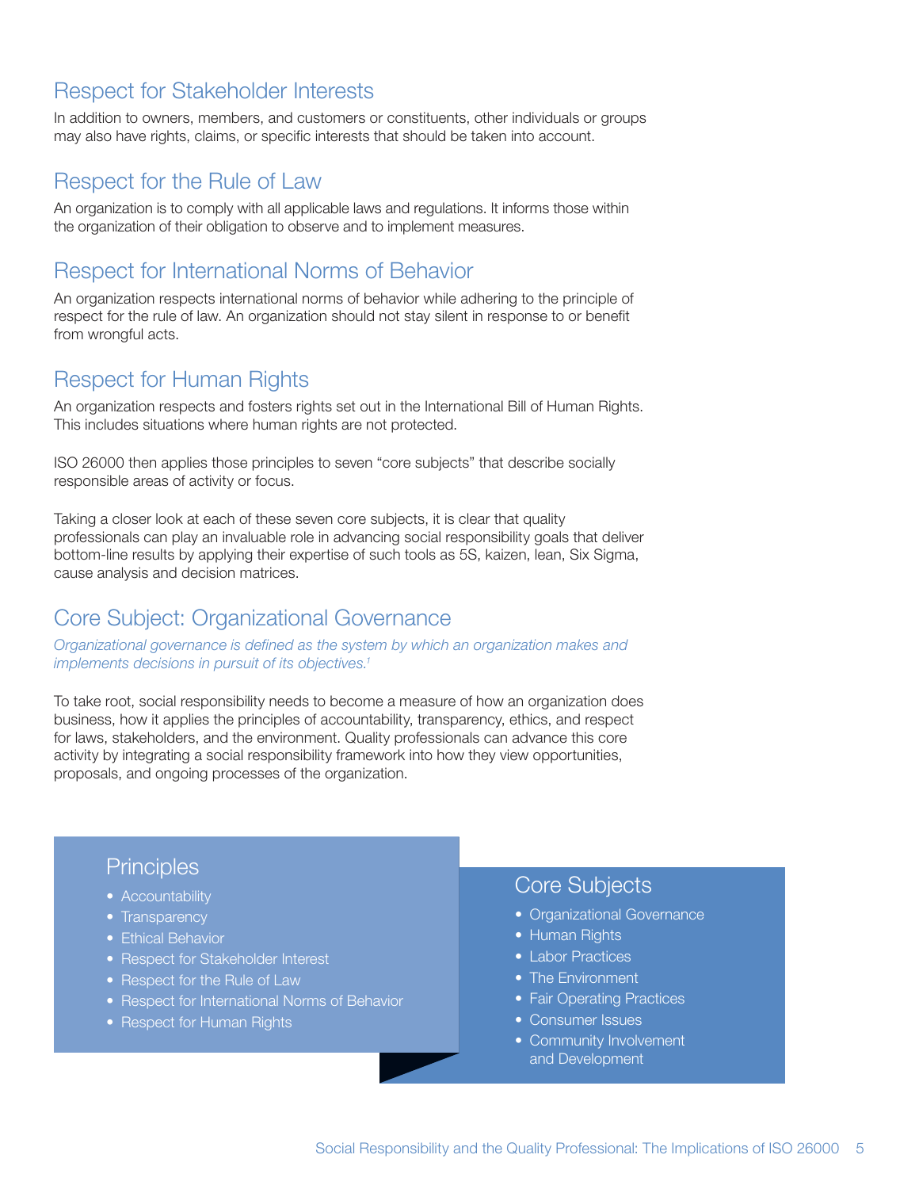## Respect for Stakeholder Interests

In addition to owners, members, and customers or constituents, other individuals or groups may also have rights, claims, or specific interests that should be taken into account.

## Respect for the Rule of Law

An organization is to comply with all applicable laws and regulations. It informs those within the organization of their obligation to observe and to implement measures.

## Respect for International Norms of Behavior

An organization respects international norms of behavior while adhering to the principle of respect for the rule of law. An organization should not stay silent in response to or benefit from wrongful acts.

## Respect for Human Rights

An organization respects and fosters rights set out in the International Bill of Human Rights. This includes situations where human rights are not protected.

ISO 26000 then applies those principles to seven "core subjects" that describe socially responsible areas of activity or focus.

Taking a closer look at each of these seven core subjects, it is clear that quality professionals can play an invaluable role in advancing social responsibility goals that deliver bottom-line results by applying their expertise of such tools as 5S, kaizen, lean, Six Sigma, cause analysis and decision matrices.

## Core Subject: Organizational Governance

*Organizational governance is defined as the system by which an organization makes and implements decisions in pursuit of its objectives.*[1]

To take root, social responsibility needs to become a measure of how an organization does business, how it applies the principles of accountability, transparency, ethics, and respect for laws, stakeholders, and the environment. Quality professionals can advance this core activity by integrating a social responsibility framework into how they view opportunities, proposals, and ongoing processes of the organization.

### Principles

- Accountability
- Transparency
- Ethical Behavior
- Respect for Stakeholder Interest
- Respect for the Rule of Law
- Respect for International Norms of Behavior
- Respect for Human Rights

### Core Subjects

- Organizational Governance
- Human Rights
- Labor Practices
- The Environment
- Fair Operating Practices
- Consumer Issues
- Community Involvement and Development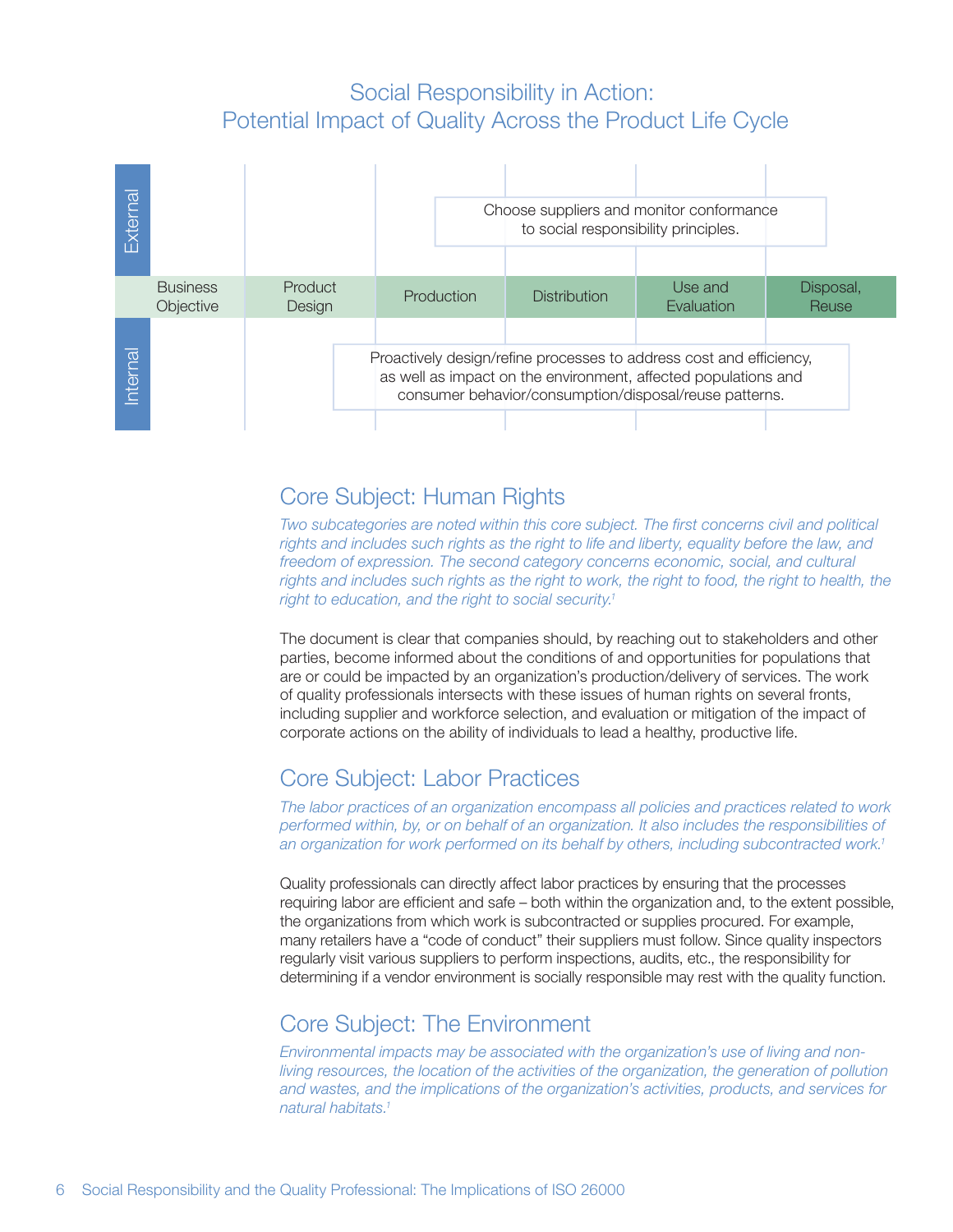## Social Responsibility in Action: Potential Impact of Quality Across the Product Life Cycle

External

Choose suppliers and monitor conformance to social responsibility principles.

Business Objective

Product Design

Production

Distribution

Use and Evaluation

Disposal, Reuse

Internal

Proactively design/refine processes to address cost and efficiency, as well as impact on the environment, affected populations and consumer behavior/consumption/disposal/reuse patterns.

## Core Subject: Human Rights

*Two subcategories are noted within this core subject. The first concerns civil and political rights and includes such rights as the right to life and liberty, equality before the law, and freedom of expression. The second category concerns economic, social, and cultural rights and includes such rights as the right to work, the right to food, the right to health, the right to education, and the right to social security.*[1]

The document is clear that companies should, by reaching out to stakeholders and other parties, become informed about the conditions of and opportunities for populations that are or could be impacted by an organization's production/delivery of services. The work of quality professionals intersects with these issues of human rights on several fronts, including supplier and workforce selection, and evaluation or mitigation of the impact of corporate actions on the ability of individuals to lead a healthy, productive life.

## Core Subject: Labor Practices

*The labor practices of an organization encompass all policies and practices related to work performed within, by, or on behalf of an organization. It also includes the responsibilities of an organization for work performed on its behalf by others, including subcontracted work.*[1]

Quality professionals can directly affect labor practices by ensuring that the processes requiring labor are efficient and safe – both within the organization and, to the extent possible, the organizations from which work is subcontracted or supplies procured. For example, many retailers have a "code of conduct" their suppliers must follow. Since quality inspectors regularly visit various suppliers to perform inspections, audits, etc., the responsibility for determining if a vendor environment is socially responsible may rest with the quality function.

## Core Subject: The Environment

*Environmental impacts may be associated with the organization's use of living and non-living resources, the location of the activities of the organization, the generation of pollution and wastes, and the implications of the organization's activities, products, and services for natural habitats.*[1]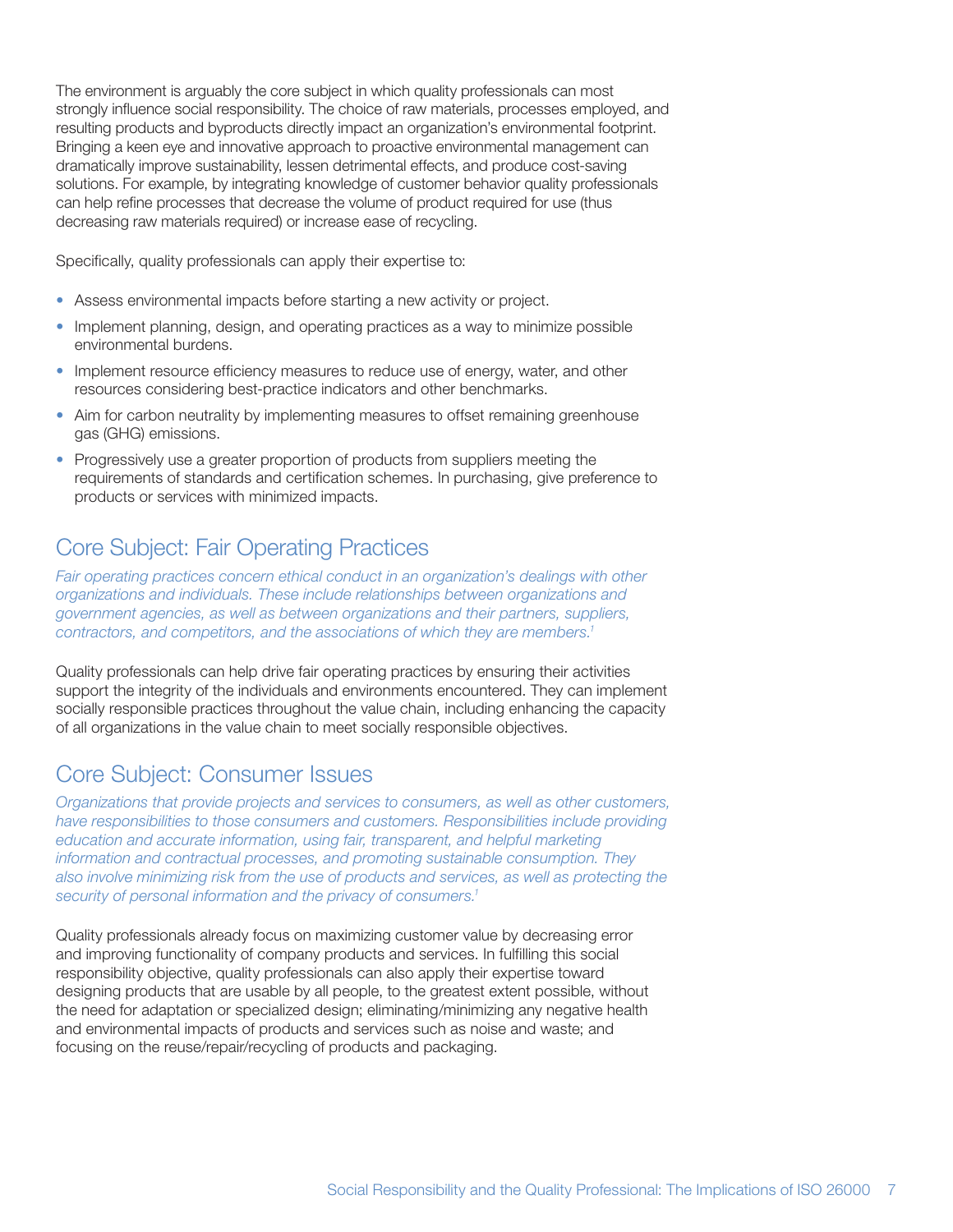The environment is arguably the core subject in which quality professionals can most strongly influence social responsibility. The choice of raw materials, processes employed, and resulting products and byproducts directly impact an organization's environmental footprint. Bringing a keen eye and innovative approach to proactive environmental management can dramatically improve sustainability, lessen detrimental effects, and produce cost-saving solutions. For example, by integrating knowledge of customer behavior quality professionals can help refine processes that decrease the volume of product required for use (thus decreasing raw materials required) or increase ease of recycling.

Specifically, quality professionals can apply their expertise to:

- Assess environmental impacts before starting a new activity or project.
- Implement planning, design, and operating practices as a way to minimize possible environmental burdens.
- Implement resource efficiency measures to reduce use of energy, water, and other resources considering best-practice indicators and other benchmarks.
- Aim for carbon neutrality by implementing measures to offset remaining greenhouse gas (GHG) emissions.
- Progressively use a greater proportion of products from suppliers meeting the requirements of standards and certification schemes. In purchasing, give preference to products or services with minimized impacts.

## Core Subject: Fair Operating Practices

*Fair operating practices concern ethical conduct in an organization's dealings with other organizations and individuals. These include relationships between organizations and government agencies, as well as between organizations and their partners, suppliers, contractors, and competitors, and the associations of which they are members.*[1]

Quality professionals can help drive fair operating practices by ensuring their activities support the integrity of the individuals and environments encountered. They can implement socially responsible practices throughout the value chain, including enhancing the capacity of all organizations in the value chain to meet socially responsible objectives.

## Core Subject: Consumer Issues

*Organizations that provide projects and services to consumers, as well as other customers, have responsibilities to those consumers and customers. Responsibilities include providing education and accurate information, using fair, transparent, and helpful marketing information and contractual processes, and promoting sustainable consumption. They also involve minimizing risk from the use of products and services, as well as protecting the security of personal information and the privacy of consumers.*[1]

Quality professionals already focus on maximizing customer value by decreasing error and improving functionality of company products and services. In fulfilling this social responsibility objective, quality professionals can also apply their expertise toward designing products that are usable by all people, to the greatest extent possible, without the need for adaptation or specialized design; eliminating/minimizing any negative health and environmental impacts of products and services such as noise and waste; and focusing on the reuse/repair/recycling of products and packaging.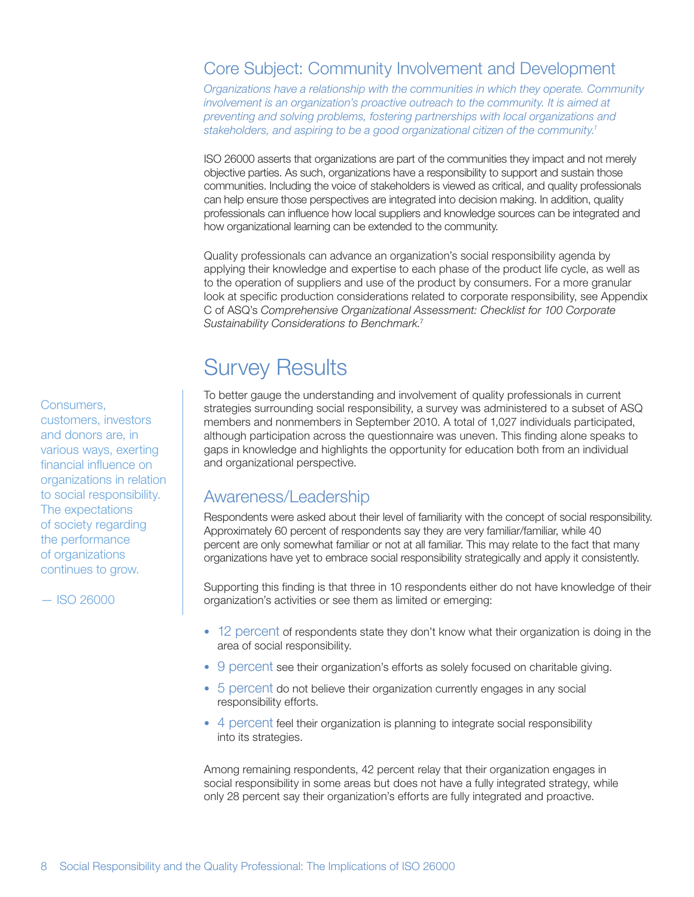## Core Subject: Community Involvement and Development

*Organizations have a relationship with the communities in which they operate. Community involvement is an organization's proactive outreach to the community. It is aimed at preventing and solving problems, fostering partnerships with local organizations and stakeholders, and aspiring to be a good organizational citizen of the community.*[1]

ISO 26000 asserts that organizations are part of the communities they impact and not merely objective parties. As such, organizations have a responsibility to support and sustain those communities. Including the voice of stakeholders is viewed as critical, and quality professionals can help ensure those perspectives are integrated into decision making. In addition, quality professionals can influence how local suppliers and knowledge sources can be integrated and how organizational learning can be extended to the community.

Quality professionals can advance an organization's social responsibility agenda by applying their knowledge and expertise to each phase of the product life cycle, as well as to the operation of suppliers and use of the product by consumers. For a more granular look at specific production considerations related to corporate responsibility, see Appendix C of ASQ's *Comprehensive Organizational Assessment: Checklist for 100 Corporate Sustainability Considerations to Benchmark.*[7]

# Survey Results

To better gauge the understanding and involvement of quality professionals in current strategies surrounding social responsibility, a survey was administered to a subset of ASQ members and nonmembers in September 2010. A total of 1,027 individuals participated, although participation across the questionnaire was uneven. This finding alone speaks to gaps in knowledge and highlights the opportunity for education both from an individual and organizational perspective.

> Consumers, customers, investors and donors are, in various ways, exerting financial influence on organizations in relation to social responsibility. The expectations of society regarding the performance of organizations continues to grow.
>
> — ISO 26000

## Awareness/Leadership

Respondents were asked about their level of familiarity with the concept of social responsibility. Approximately 60 percent of respondents say they are very familiar/familiar, while 40 percent are only somewhat familiar or not at all familiar. This may relate to the fact that many organizations have yet to embrace social responsibility strategically and apply it consistently.

Supporting this finding is that three in 10 respondents either do not have knowledge of their organization's activities or see them as limited or emerging:

- 12 percent of respondents state they don't know what their organization is doing in the area of social responsibility.
- 9 percent see their organization's efforts as solely focused on charitable giving.
- 5 percent do not believe their organization currently engages in any social responsibility efforts.
- 4 percent feel their organization is planning to integrate social responsibility into its strategies.

Among remaining respondents, 42 percent relay that their organization engages in social responsibility in some areas but does not have a fully integrated strategy, while only 28 percent say their organization's efforts are fully integrated and proactive.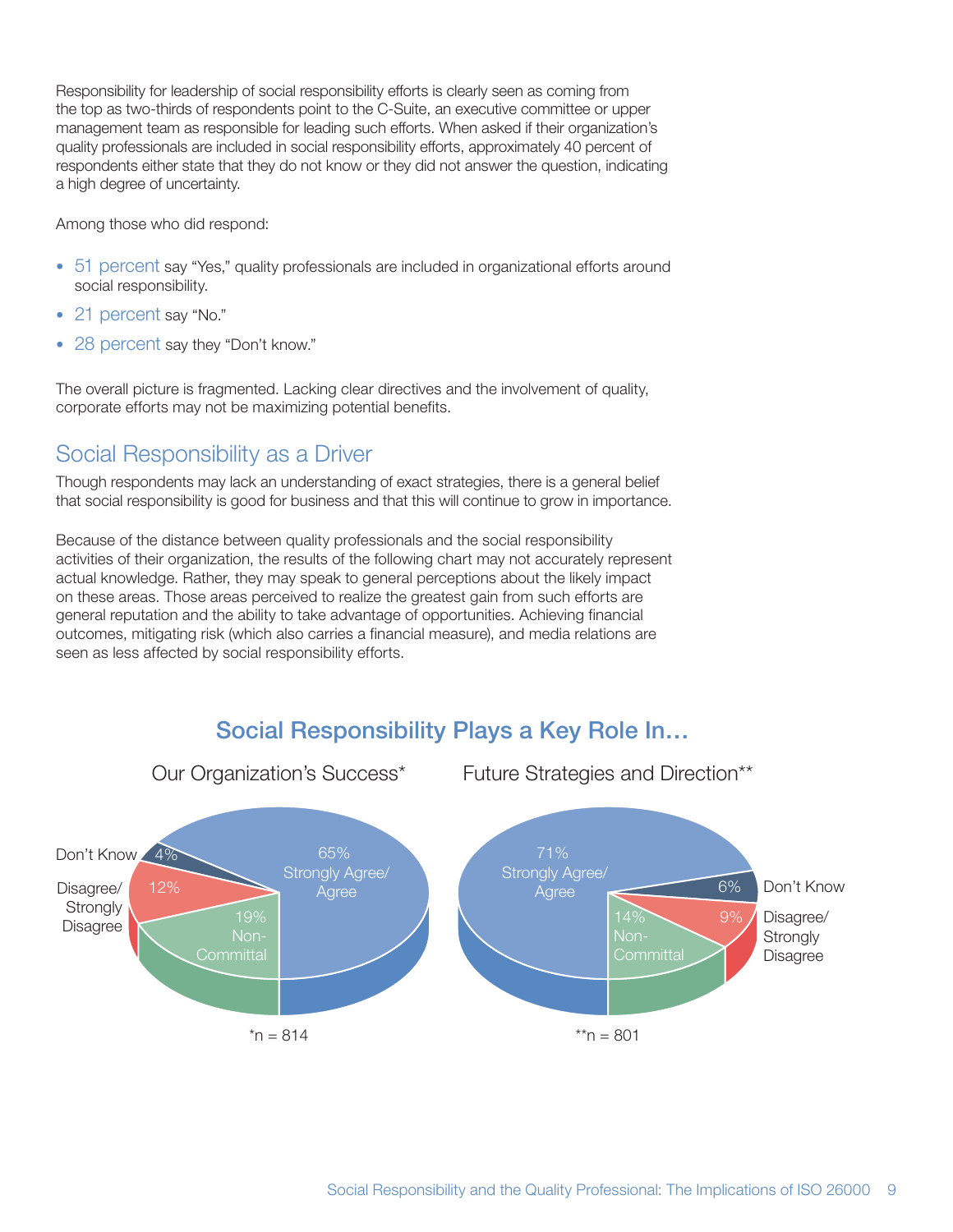Responsibility for leadership of social responsibility efforts is clearly seen as coming from the top as two-thirds of respondents point to the C-Suite, an executive committee or upper management team as responsible for leading such efforts. When asked if their organization's quality professionals are included in social responsibility efforts, approximately 40 percent of respondents either state that they do not know or they did not answer the question, indicating a high degree of uncertainty.

Among those who did respond:

- 51 percent say "Yes," quality professionals are included in organizational efforts around social responsibility.
- 21 percent say "No."
- 28 percent say they "Don't know."

The overall picture is fragmented. Lacking clear directives and the involvement of quality, corporate efforts may not be maximizing potential benefits.

## Social Responsibility as a Driver

Though respondents may lack an understanding of exact strategies, there is a general belief that social responsibility is good for business and that this will continue to grow in importance.

Because of the distance between quality professionals and the social responsibility activities of their organization, the results of the following chart may not accurately represent actual knowledge. Rather, they may speak to general perceptions about the likely impact on these areas. Those areas perceived to realize the greatest gain from such efforts are general reputation and the ability to take advantage of opportunities. Achieving financial outcomes, mitigating risk (which also carries a financial measure), and media relations are seen as less affected by social responsibility efforts.

### Social Responsibility Plays a Key Role In…

Our Organization's Success*

65% Strongly Agree/ Agree

19% Non-Committal

12% Disagree/ Strongly Disagree

4% Don't Know

*n = 814

Future Strategies and Direction**

71% Strongly Agree/ Agree

14% Non-Committal

9% Disagree/ Strongly Disagree

6% Don't Know

**n = 801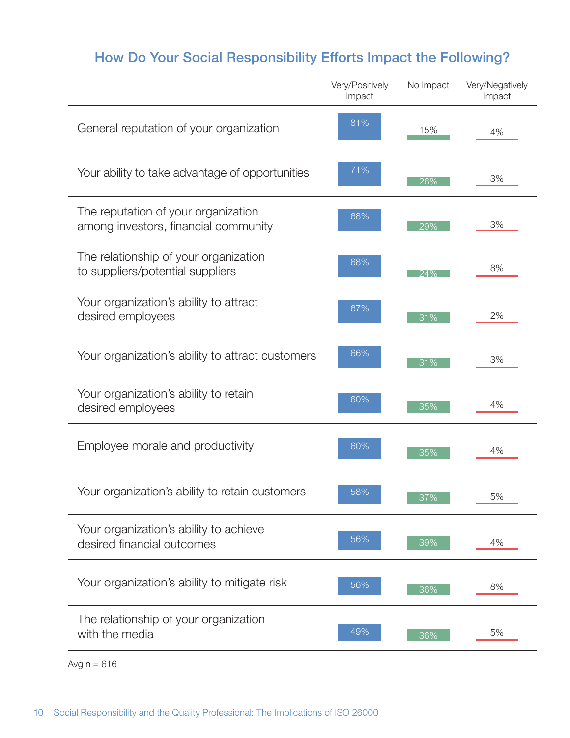## How Do Your Social Responsibility Efforts Impact the Following?

Very/Positively Impact
No Impact
Very/Negatively Impact

General reputation of your organization
81%
15%
4%

Your ability to take advantage of opportunities
71%
26%
3%

The reputation of your organization among investors, financial community
68%
29%
3%

The relationship of your organization to suppliers/potential suppliers
68%
24%
8%

Your organization's ability to attract desired employees
67%
31%
2%

Your organization's ability to attract customers
66%
31%
3%

Your organization's ability to retain desired employees
60%
35%
4%

Employee morale and productivity
60%
35%
4%

Your organization's ability to retain customers
58%
37%
5%

Your organization's ability to achieve desired financial outcomes
56%
39%
4%

Your organization's ability to mitigate risk
56%
36%
8%

The relationship of your organization with the media
49%
36%
5%

Avg n = 616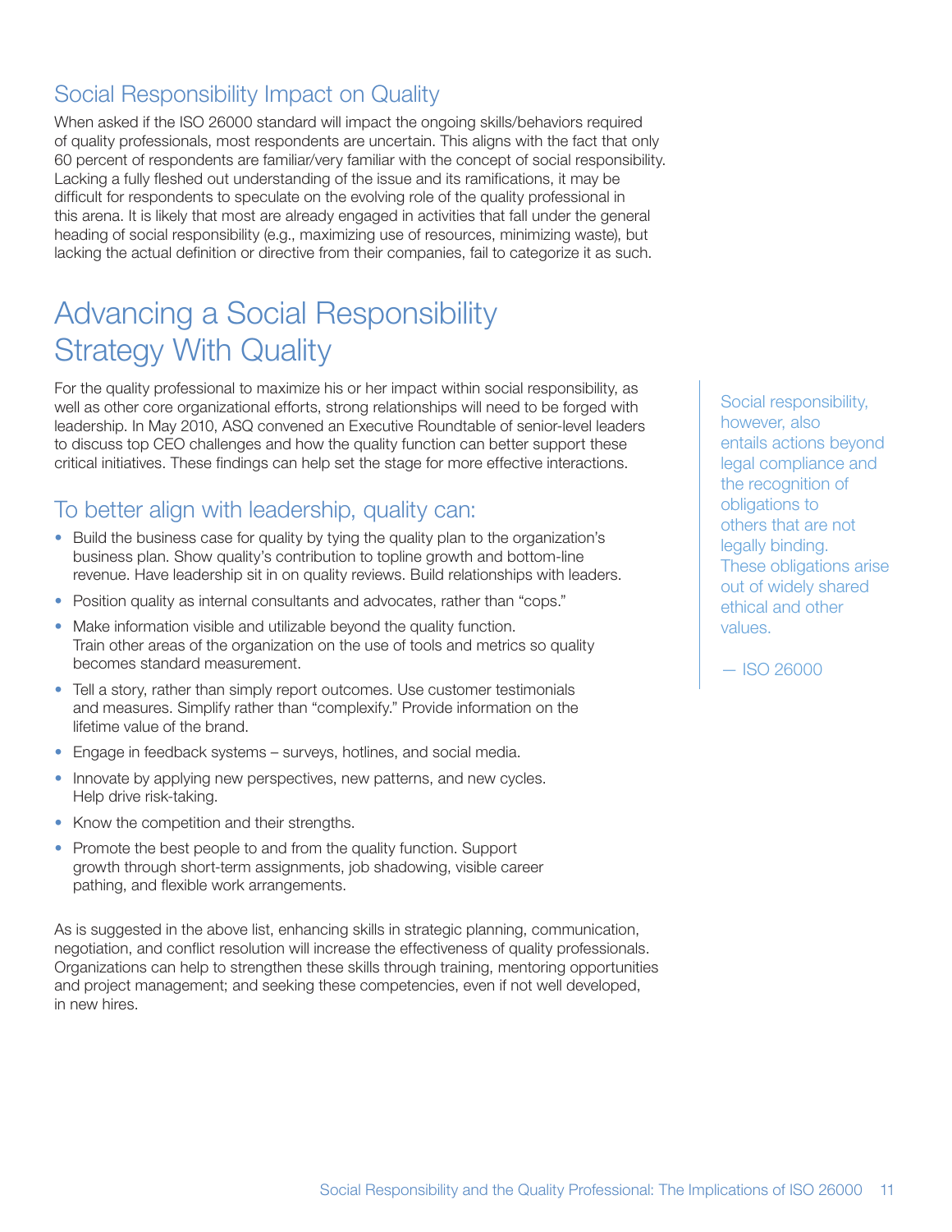## Social Responsibility Impact on Quality

When asked if the ISO 26000 standard will impact the ongoing skills/behaviors required of quality professionals, most respondents are uncertain. This aligns with the fact that only 60 percent of respondents are familiar/very familiar with the concept of social responsibility. Lacking a fully fleshed out understanding of the issue and its ramifications, it may be difficult for respondents to speculate on the evolving role of the quality professional in this arena. It is likely that most are already engaged in activities that fall under the general heading of social responsibility (e.g., maximizing use of resources, minimizing waste), but lacking the actual definition or directive from their companies, fail to categorize it as such.

# Advancing a Social Responsibility Strategy With Quality

For the quality professional to maximize his or her impact within social responsibility, as well as other core organizational efforts, strong relationships will need to be forged with leadership. In May 2010, ASQ convened an Executive Roundtable of senior-level leaders to discuss top CEO challenges and how the quality function can better support these critical initiatives. These findings can help set the stage for more effective interactions.

> Social responsibility, however, also entails actions beyond legal compliance and the recognition of obligations to others that are not legally binding. These obligations arise out of widely shared ethical and other values.
>
> — ISO 26000

## To better align with leadership, quality can:

- Build the business case for quality by tying the quality plan to the organization's business plan. Show quality's contribution to topline growth and bottom-line revenue. Have leadership sit in on quality reviews. Build relationships with leaders.
- Position quality as internal consultants and advocates, rather than "cops."
- Make information visible and utilizable beyond the quality function. Train other areas of the organization on the use of tools and metrics so quality becomes standard measurement.
- Tell a story, rather than simply report outcomes. Use customer testimonials and measures. Simplify rather than "complexify." Provide information on the lifetime value of the brand.
- Engage in feedback systems – surveys, hotlines, and social media.
- Innovate by applying new perspectives, new patterns, and new cycles. Help drive risk-taking.
- Know the competition and their strengths.
- Promote the best people to and from the quality function. Support growth through short-term assignments, job shadowing, visible career pathing, and flexible work arrangements.

As is suggested in the above list, enhancing skills in strategic planning, communication, negotiation, and conflict resolution will increase the effectiveness of quality professionals. Organizations can help to strengthen these skills through training, mentoring opportunities and project management; and seeking these competencies, even if not well developed, in new hires.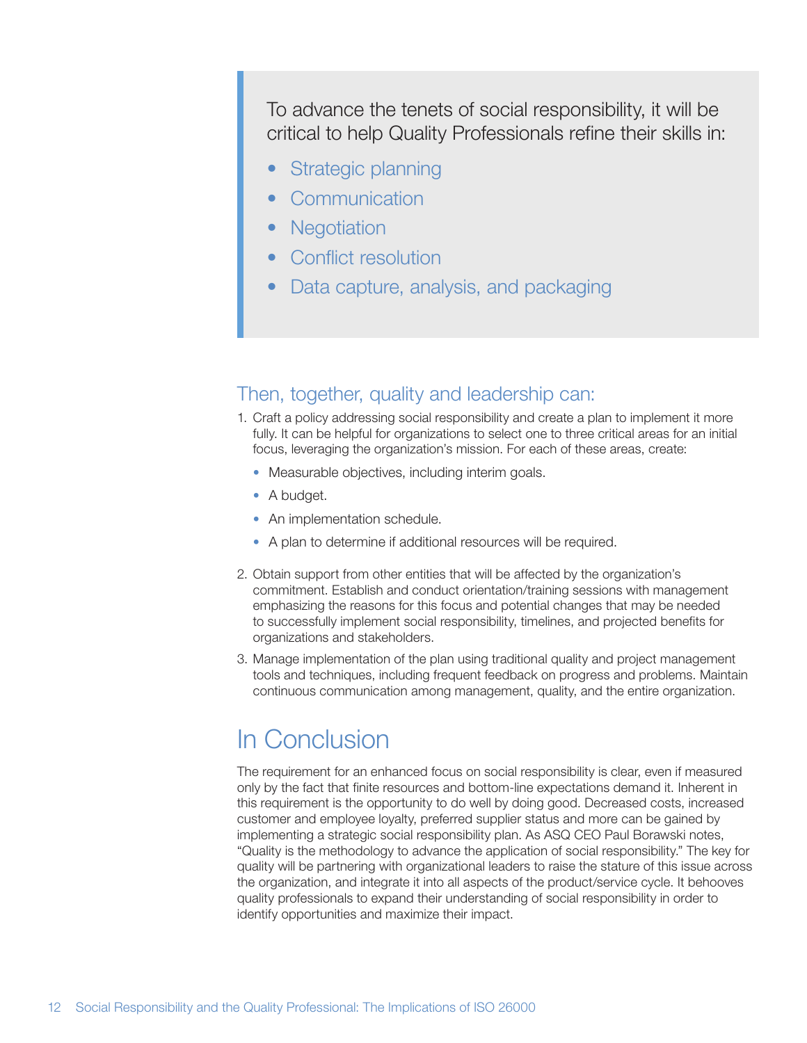To advance the tenets of social responsibility, it will be critical to help Quality Professionals refine their skills in:

- Strategic planning
- Communication
- Negotiation
- Conflict resolution
- Data capture, analysis, and packaging

### Then, together, quality and leadership can:

1. Craft a policy addressing social responsibility and create a plan to implement it more fully. It can be helpful for organizations to select one to three critical areas for an initial focus, leveraging the organization's mission. For each of these areas, create:
   - Measurable objectives, including interim goals.
   - A budget.
   - An implementation schedule.
   - A plan to determine if additional resources will be required.
2. Obtain support from other entities that will be affected by the organization's commitment. Establish and conduct orientation/training sessions with management emphasizing the reasons for this focus and potential changes that may be needed to successfully implement social responsibility, timelines, and projected benefits for organizations and stakeholders.
3. Manage implementation of the plan using traditional quality and project management tools and techniques, including frequent feedback on progress and problems. Maintain continuous communication among management, quality, and the entire organization.

## In Conclusion

The requirement for an enhanced focus on social responsibility is clear, even if measured only by the fact that finite resources and bottom-line expectations demand it. Inherent in this requirement is the opportunity to do well by doing good. Decreased costs, increased customer and employee loyalty, preferred supplier status and more can be gained by implementing a strategic social responsibility plan. As ASQ CEO Paul Borawski notes, "Quality is the methodology to advance the application of social responsibility." The key for quality will be partnering with organizational leaders to raise the stature of this issue across the organization, and integrate it into all aspects of the product/service cycle. It behooves quality professionals to expand their understanding of social responsibility in order to identify opportunities and maximize their impact.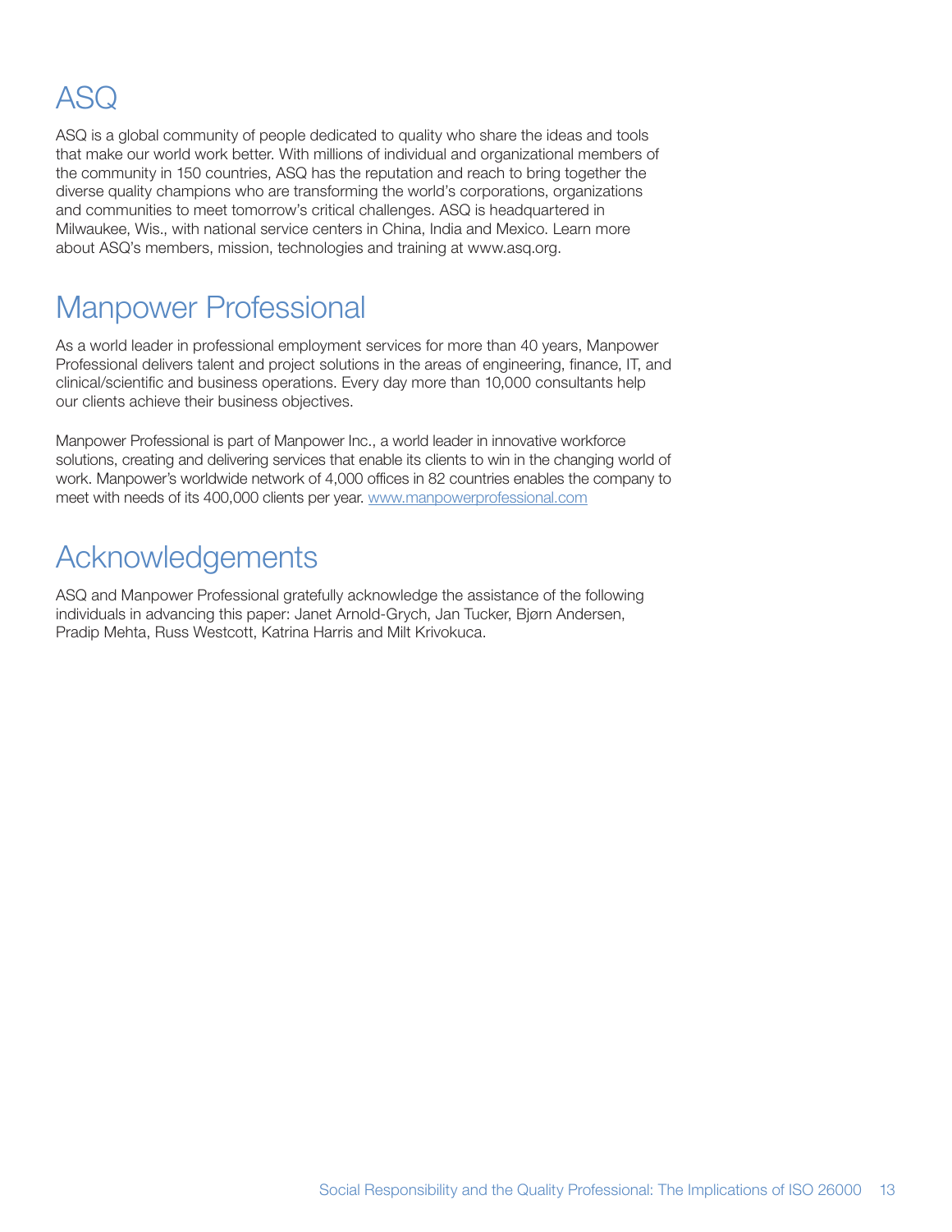## ASQ

ASQ is a global community of people dedicated to quality who share the ideas and tools that make our world work better. With millions of individual and organizational members of the community in 150 countries, ASQ has the reputation and reach to bring together the diverse quality champions who are transforming the world's corporations, organizations and communities to meet tomorrow's critical challenges. ASQ is headquartered in Milwaukee, Wis., with national service centers in China, India and Mexico. Learn more about ASQ's members, mission, technologies and training at www.asq.org.

## Manpower Professional

As a world leader in professional employment services for more than 40 years, Manpower Professional delivers talent and project solutions in the areas of engineering, finance, IT, and clinical/scientific and business operations. Every day more than 10,000 consultants help our clients achieve their business objectives.

Manpower Professional is part of Manpower Inc., a world leader in innovative workforce solutions, creating and delivering services that enable its clients to win in the changing world of work. Manpower's worldwide network of 4,000 offices in 82 countries enables the company to meet with needs of its 400,000 clients per year. [www.manpowerprofessional.com](http://www.manpowerprofessional.com)

## Acknowledgements

ASQ and Manpower Professional gratefully acknowledge the assistance of the following individuals in advancing this paper: Janet Arnold-Grych, Jan Tucker, Bjørn Andersen, Pradip Mehta, Russ Westcott, Katrina Harris and Milt Krivokuca.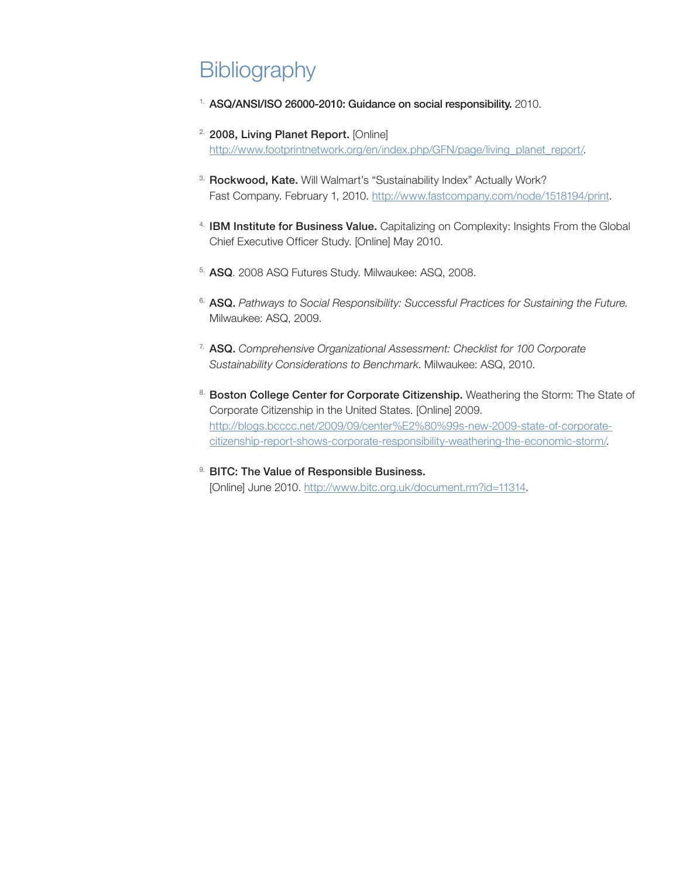# Bibliography

1. **ASQ/ANSI/ISO 26000-2010: Guidance on social responsibility.** 2010.

2. **2008, Living Planet Report.** [Online] http://www.footprintnetwork.org/en/index.php/GFN/page/living_planet_report/.

3. **Rockwood, Kate.** Will Walmart's "Sustainability Index" Actually Work? Fast Company. February 1, 2010. http://www.fastcompany.com/node/1518194/print.

4. **IBM Institute for Business Value.** Capitalizing on Complexity: Insights From the Global Chief Executive Officer Study. [Online] May 2010.

5. **ASQ**. 2008 ASQ Futures Study. Milwaukee: ASQ, 2008.

6. **ASQ.** *Pathways to Social Responsibility: Successful Practices for Sustaining the Future.* Milwaukee: ASQ, 2009.

7. **ASQ.** *Comprehensive Organizational Assessment: Checklist for 100 Corporate Sustainability Considerations to Benchmark*. Milwaukee: ASQ, 2010.

8. **Boston College Center for Corporate Citizenship.** Weathering the Storm: The State of Corporate Citizenship in the United States. [Online] 2009. http://blogs.bcccc.net/2009/09/center%E2%80%99s-new-2009-state-of-corporate-citizenship-report-shows-corporate-responsibility-weathering-the-economic-storm/.

9. **BITC: The Value of Responsible Business.** [Online] June 2010. http://www.bitc.org.uk/document.rm?id=11314.